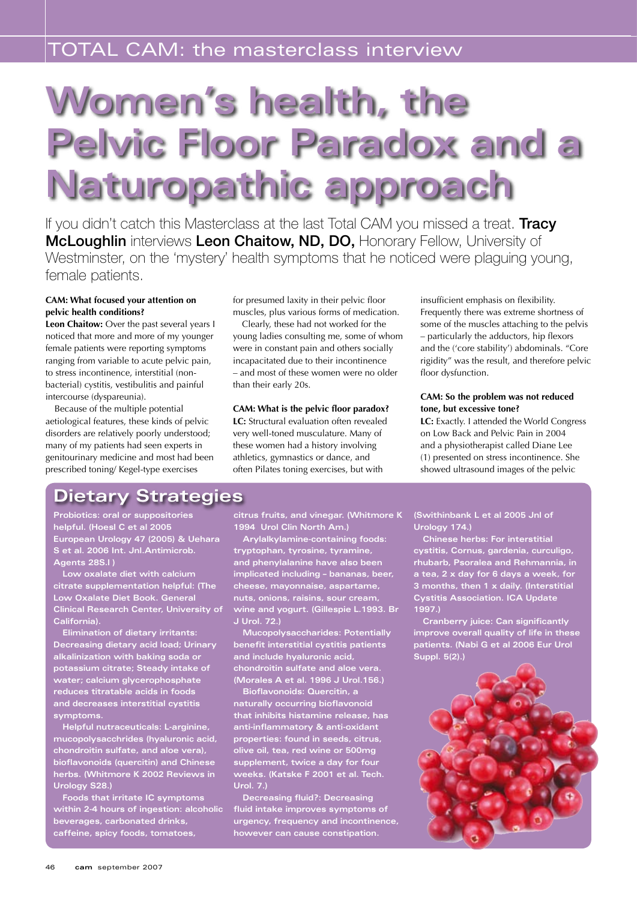TOTAL CAM: the masterclass interview

# Women's health, the Pelvic Floor Paradox and a Naturopathic approach

If you didn't catch this Masterclass at the last Total CAM you missed a treat. **Tracy McLoughlin** interviews **Leon Chaitow, ND, DO,** Honorary Fellow, University of Westminster, on the 'mystery' health symptoms that he noticed were plaguing young, female patients.

**CAM: What focused your attention on pelvic health conditions?**

**Leon Chaitow:** Over the past several years I noticed that more and more of my younger female patients were reporting symptoms ranging from variable to acute pelvic pain, to stress incontinence, interstitial (non-bacterial) cystitis, vestibulitis and painful intercourse (dyspareunia).

Because of the multiple potential aetiological features, these kinds of pelvic disorders are relatively poorly understood; many of my patients had seen experts in genitourinary medicine and most had been prescribed toning/ Kegel-type exercises for presumed laxity in their pelvic floor muscles, plus various forms of medication.

Clearly, these had not worked for the young ladies consulting me, some of whom were in constant pain and others socially incapacitated due to their incontinence – and most of these women were no older than their early 20s.

**CAM: What is the pelvic floor paradox?**

**LC:** Structural evaluation often revealed very well-toned musculature. Many of these women had a history involving athletics, gymnastics or dance, and often Pilates toning exercises, but with insufficient emphasis on flexibility. Frequently there was extreme shortness of some of the muscles attaching to the pelvis – particularly the adductors, hip flexors and the ('core stability') abdominals. "Core rigidity" was the result, and therefore pelvic floor dysfunction.

**CAM: So the problem was not reduced tone, but excessive tone?**

**LC:** Exactly. I attended the World Congress on Low Back and Pelvic Pain in 2004 and a physiotherapist called Diane Lee (1) presented on stress incontinence. She showed ultrasound images of the pelvic

## Dietary Strategies

Probiotics: oral or suppositories helpful. (Hoesl C et al 2005 European Urology 47 (2005) & Uehara S et al. 2006 Int. Jnl.Antimicrob. Agents 28S.I )

Low oxalate diet with calcium citrate supplementation helpful: (The Low Oxalate Diet Book. General Clinical Research Center, University of California).

Elimination of dietary irritants: Decreasing dietary acid load; Urinary alkalinization with baking soda or potassium citrate; Steady intake of water; calcium glycerophosphate reduces titratable acids in foods and decreases interstitial cystitis symptoms.

Helpful nutraceuticals: L-arginine, mucopolysacchrides (hyaluronic acid, chondroitin sulfate, and aloe vera), bioflavonoids (quercitin) and Chinese herbs. (Whitmore K 2002 Reviews in Urology S28.)

Foods that irritate IC symptoms within 2-4 hours of ingestion: alcoholic beverages, carbonated drinks, caffeine, spicy foods, tomatoes, citrus fruits, and vinegar. (Whitmore K 1994 Urol Clin North Am.)

Arylalkylamine-containing foods: tryptophan, tyrosine, tyramine, and phenylalanine have also been implicated including – bananas, beer, cheese, mayonnaise, aspartame, nuts, onions, raisins, sour cream, wine and yogurt. (Gillespie L.1993. Br J Urol. 72.)

Mucopolysaccharides: Potentially benefit interstitial cystitis patients and include hyaluronic acid, chondroitin sulfate and aloe vera. (Morales A et al. 1996 J Urol.156.)

Bioflavonoids: Quercitin, a naturally occurring bioflavonoid that inhibits histamine release, has anti-inflammatory & anti-oxidant properties: found in seeds, citrus, olive oil, tea, red wine or 500mg supplement, twice a day for four weeks. (Katske F 2001 et al. Tech. Urol. 7.)

Decreasing fluid?: Decreasing fluid intake improves symptoms of urgency, frequency and incontinence, however can cause constipation.

(Swithinbank L et al 2005 Jnl of Urology 174.)

Chinese herbs: For interstitial cystitis, Cornus, gardenia, curculigo, rhubarb, Psoralea and Rehmannia, in a tea, 2 x day for 6 days a week, for 3 months, then 1 x daily. (Interstitial Cystitis Association. ICA Update 1997.)

Cranberry juice: Can significantly improve overall quality of life in these patients. (Nabi G et al 2006 Eur Urol Suppl. 5(2).)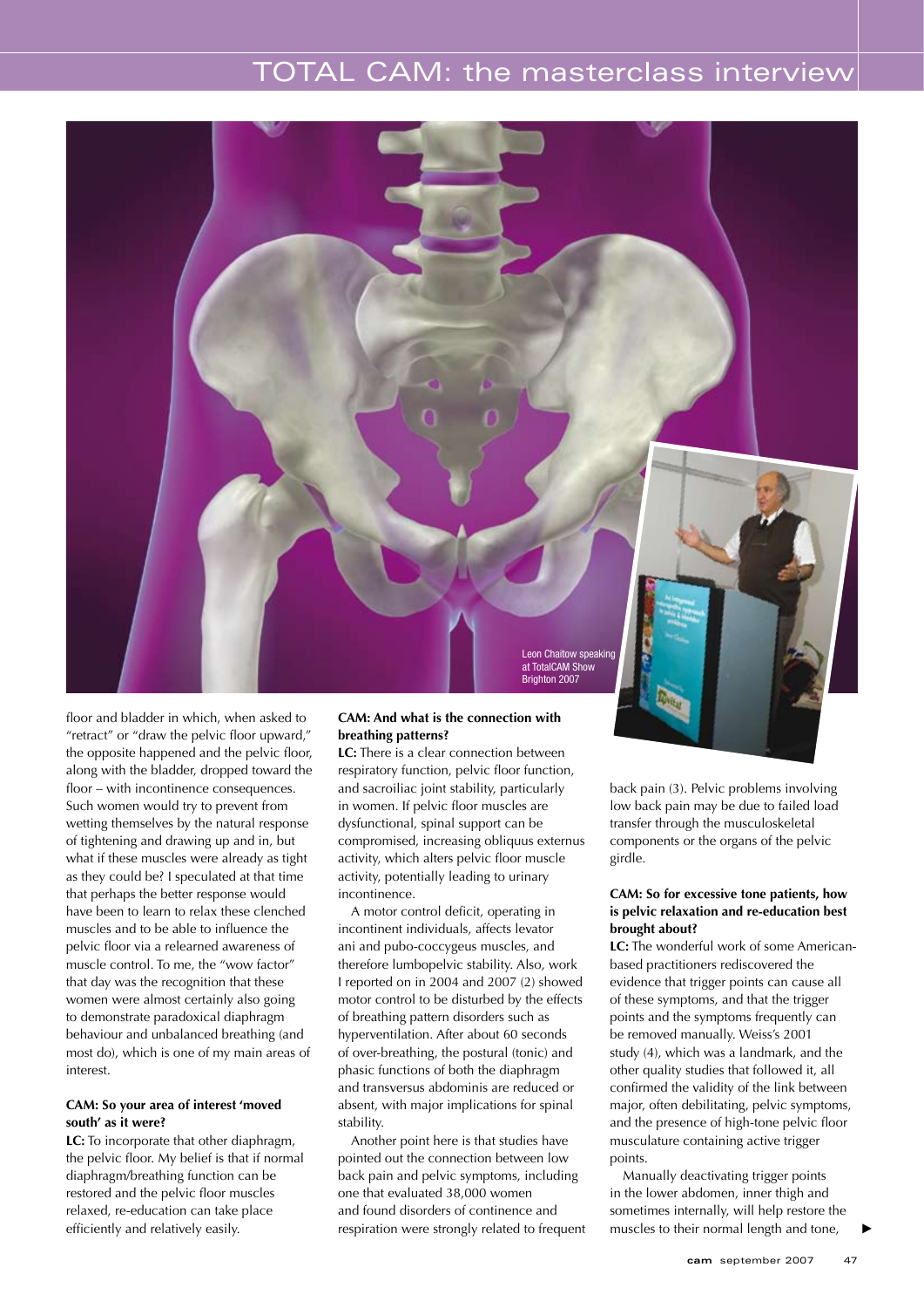Leon Chaitow speaking at TotalCAM Show Brighton 2007

floor and bladder in which, when asked to "retract" or "draw the pelvic floor upward," the opposite happened and the pelvic floor, along with the bladder, dropped toward the floor – with incontinence consequences. Such women would try to prevent from wetting themselves by the natural response of tightening and drawing up and in, but what if these muscles were already as tight as they could be? I speculated at that time that perhaps the better response would have been to learn to relax these clenched muscles and to be able to influence the pelvic floor via a relearned awareness of muscle control. To me, the "wow factor" that day was the recognition that these women were almost certainly also going to demonstrate paradoxical diaphragm behaviour and unbalanced breathing (and most do), which is one of my main areas of interest.

**CAM: So your area of interest 'moved south' as it were?**

**LC:** To incorporate that other diaphragm, the pelvic floor. My belief is that if normal diaphragm/breathing function can be restored and the pelvic floor muscles relaxed, re-education can take place efficiently and relatively easily.

**CAM: And what is the connection with breathing patterns?**

**LC:** There is a clear connection between respiratory function, pelvic floor function, and sacroiliac joint stability, particularly in women. If pelvic floor muscles are dysfunctional, spinal support can be compromised, increasing obliquus externus activity, which alters pelvic floor muscle activity, potentially leading to urinary incontinence.

A motor control deficit, operating in incontinent individuals, affects levator ani and pubo-coccygeus muscles, and therefore lumbopelvic stability. Also, work I reported on in 2004 and 2007 (2) showed motor control to be disturbed by the effects of breathing pattern disorders such as hyperventilation. After about 60 seconds of over-breathing, the postural (tonic) and phasic functions of both the diaphragm and transversus abdominis are reduced or absent, with major implications for spinal stability.

Another point here is that studies have pointed out the connection between low back pain and pelvic symptoms, including one that evaluated 38,000 women and found disorders of continence and respiration were strongly related to frequent back pain (3). Pelvic problems involving low back pain may be due to failed load transfer through the musculoskeletal components or the organs of the pelvic girdle.

**CAM: So for excessive tone patients, how is pelvic relaxation and re-education best brought about?**

**LC:** The wonderful work of some American-based practitioners rediscovered the evidence that trigger points can cause all of these symptoms, and that the trigger points and the symptoms frequently can be removed manually. Weiss's 2001 study (4), which was a landmark, and the other quality studies that followed it, all confirmed the validity of the link between major, often debilitating, pelvic symptoms, and the presence of high-tone pelvic floor musculature containing active trigger points.

Manually deactivating trigger points in the lower abdomen, inner thigh and sometimes internally, will help restore the muscles to their normal length and tone,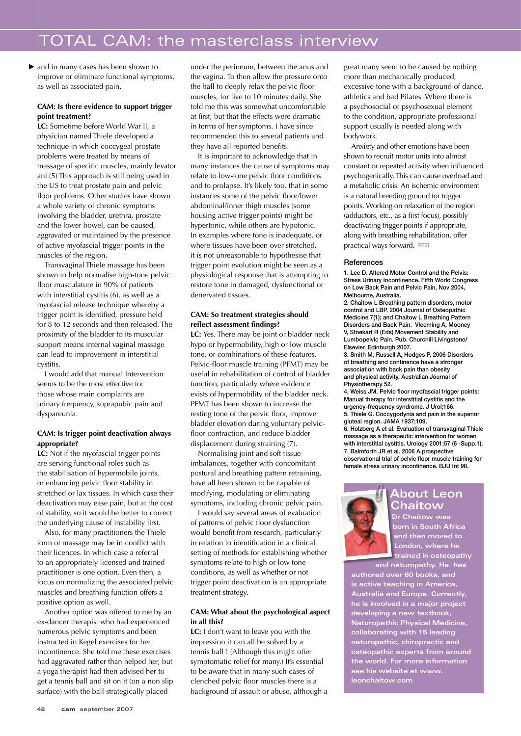and in many cases has been shown to improve or eliminate functional symptoms, as well as associated pain.

**CAM: Is there evidence to support trigger point treatment?**

**LC:** Sometime before World War II, a physician named Thiele developed a technique in which coccygeal prostate problems were treated by means of massage of specific muscles, mainly levator ani.(5) This approach is still being used in the US to treat prostate pain and pelvic floor problems. Other studies have shown a whole variety of chronic symptoms involving the bladder, urethra, prostate and the lower bowel, can be caused, aggravated or maintained by the presence of active myofascial trigger points in the muscles of the region.

Transvaginal Thiele massage has been shown to help normalise high-tone pelvic floor musculature in 90% of patients with interstitial cystitis (6), as well as a myofascial release technique whereby a trigger point is identified, pressure held for 8 to 12 seconds and then released. The proximity of the bladder to its muscular support means internal vaginal massage can lead to improvement in interstitial cystitis.

I would add that manual Intervention seems to be the most effective for those whose main complaints are urinary frequency, suprapubic pain and dyspareunia.

**CAM: Is trigger point deactivation always appropriate?**

**LC:** Not if the myofascial trigger points are serving functional roles such as the stabilisation of hypermobile joints, or enhancing pelvic floor stability in stretched or lax tissues. In which case their deactivation may ease pain, but at the cost of stability, so it would be better to correct the underlying cause of instability first.

Also, for many practitioners the Thiele form of massage may be in conflict with their licences. In which case a referral to an appropriately licensed and trained practitioner is one option. Even then, a focus on normalizing the associated pelvic muscles and breathing function offers a positive option as well.

Another option was offered to me by an ex-dancer therapist who had experienced numerous pelvic symptoms and been instructed in Kegel exercises for her incontinence. She told me these exercises had aggravated rather than helped her, but a yoga therapist had then advised her to get a tennis ball and sit on it (on a non slip surface) with the ball strategically placed under the perineum, between the anus and the vagina. To then allow the pressure onto the ball to deeply relax the pelvic floor muscles, for five to 10 minutes daily. She told me this was somewhat uncomfortable at first, but that the effects were dramatic in terms of her symptoms. I have since recommended this to several patients and they have all reported benefits.

It is important to acknowledge that in many instances the cause of symptoms may relate to low-tone pelvic floor conditions and to prolapse. It's likely too, that in some instances some of the pelvic floor/lower abdominal/inner thigh muscles (some housing active trigger points) might be hypertonic, while others are hypotonic. In examples where tone is inadequate, or where tissues have been over-stretched, it is not unreasonable to hypothesise that trigger point evolution might be seen as a physiological response that is attempting to restore tone in damaged, dysfunctional or denervated tissues.

**CAM: So treatment strategies should reflect assessment findings?**

**LC:** Yes. There may be joint or bladder neck hypo or hypermobility, high or low muscle tone, or combinations of these features. Pelvic-floor muscle training (PFMT) may be useful in rehabilitation of control of bladder function, particularly where evidence exists of hypermobility of the bladder neck. PFMT has been shown to increase the resting tone of the pelvic floor, improve bladder elevation during voluntary pelvic-floor contraction, and reduce bladder displacement during straining (7).

Normalising joint and soft tissue imbalances, together with concomitant postural and breathing pattern retraining, have all been shown to be capable of modifying, modulating or eliminating symptoms, including chronic pelvic pain.

I would say several areas of evaluation of patterns of pelvic floor dysfunction would benefit from research, particularly in relation to identification in a clinical setting of methods for establishing whether symptoms relate to high or low tone conditions, as well as whether or not trigger point deactivation is an appropriate treatment strategy.

**CAM: What about the psychological aspect in all this?**

**LC:** I don't want to leave you with the impression it can all be solved by a tennis ball ! (Although this might offer symptomatic relief for many.) It's essential to be aware that in many such cases of clenched pelvic floor muscles there is a background of assault or abuse, although a great many seem to be caused by nothing more than mechanically produced, excessive tone with a background of dance, athletics and bad Pilates. Where there is a psychosocial or psychosexual element to the condition, appropriate professional support usually is needed along with bodywork.

Anxiety and other emotions have been shown to recruit motor units into almost constant or repeated activity when influenced psychogenically. This can cause overload and a metabolic crisis. An ischemic environment is a natural breeding ground for trigger points. Working on relaxation of the region (adductors, etc., as a first focus), possibly deactivating trigger points if appropriate, along with breathing rehabilitation, offer practical ways forward.

### References

1. Lee D. Altered Motor Control and the Pelvis: Stress Urinary Incontinence. Fifth World Congress on Low Back Pain and Pelvic Pain, Nov 2004, Melbourne, Australia.
2. Chaitow L Breathing pattern disorders, motor control and LBP. 2004 Journal of Osteopathic Medicine 7(1); and Chaitow L Breathing Pattern Disorders and Back Pain. Vleeming A, Mooney V, Stoekart R (Eds) Movement Stability and Lumbopelvic Pain. Pub. Churchill Livingstone/ Elsevier. Edinburgh 2007.
3. Smith M, Russell A, Hodges P, 2006 Disorders of breathing and continence have a stronger association with back pain than obesity and physical activity. Australian Journal of Physiotherapy 52.
4. Weiss JM. Pelvic floor myofascial trigger points: Manual therapy for interstitial cystitis and the urgency-frequency syndrome. J Urol;166.
5. Thiele G. Coccygodynia and pain in the superior gluteal region. JAMA 1937;109.
6. Holzberg A et al. Evaluation of transvaginal Thiele massage as a therapeutic intervention for women with interstitial cystitis. Urology 2001;57 (6 -Supp.1).
7. Balmforth JR et al. 2006 A prospective observational trial of pelvic floor muscle training for female stress urinary incontinence. BJU Int 98.

## About Leon Chaitow

Dr Chaitow was born in South Africa and then moved to London, where he trained in osteopathy and naturopathy. He has authored over 60 books, and is active teaching in America, Australia and Europe. Currently, he is involved in a major project developing a new textbook, Naturopathic Physical Medicine, collaborating with 15 leading naturopathic, chiropractic and osteopathic experts from around the world. For more information see his website at www.leonchaitow.com